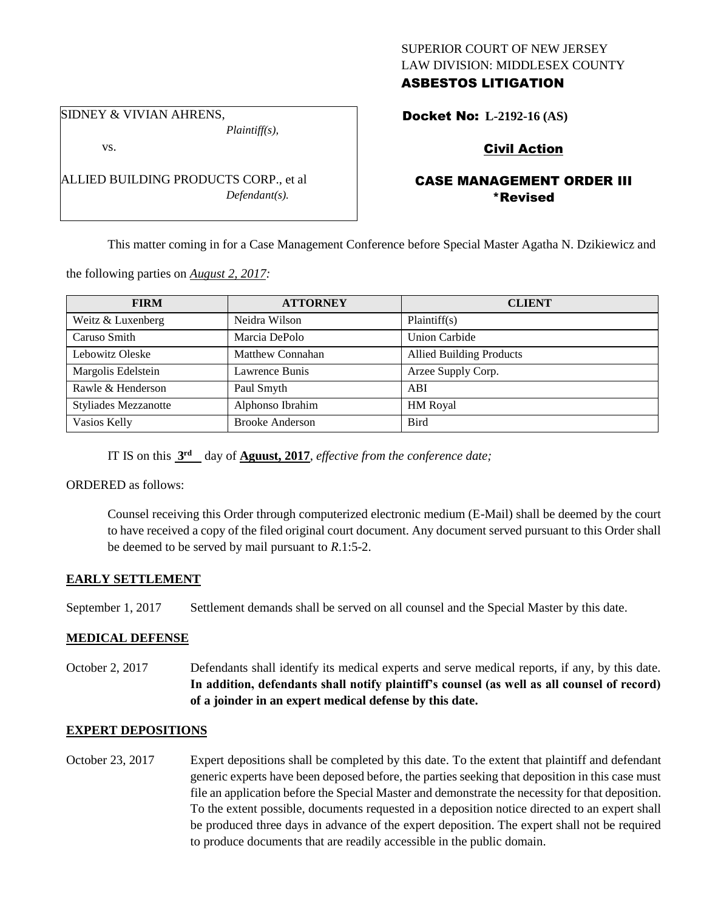SUPERIOR COURT OF NEW JERSEY
LAW DIVISION: MIDDLESEX COUNTY
**ASBESTOS LITIGATION**

SIDNEY & VIVIAN AHRENS,
*Plaintiff(s),*

vs.

ALLIED BUILDING PRODUCTS CORP., et al
*Defendant(s).*

**Docket No: L-2192-16 (AS)**

**Civil Action**

**CASE MANAGEMENT ORDER III**
**\*Revised**

This matter coming in for a Case Management Conference before Special Master Agatha N. Dzikiewicz and the following parties on *August 2, 2017:*

| FIRM | ATTORNEY | CLIENT |
|---|---|---|
| Weitz & Luxenberg | Neidra Wilson | Plaintiff(s) |
| Caruso Smith | Marcia DePolo | Union Carbide |
| Lebowitz Oleske | Matthew Connahan | Allied Building Products |
| Margolis Edelstein | Lawrence Bunis | Arzee Supply Corp. |
| Rawle & Henderson | Paul Smyth | ABI |
| Styliades Mezzanotte | Alphonso Ibrahim | HM Royal |
| Vasios Kelly | Brooke Anderson | Bird |

IT IS on this **3rd** day of **Aguust, 2017**, *effective from the conference date;*

ORDERED as follows:

Counsel receiving this Order through computerized electronic medium (E-Mail) shall be deemed by the court to have received a copy of the filed original court document. Any document served pursuant to this Order shall be deemed to be served by mail pursuant to *R*.1:5-2.

**EARLY SETTLEMENT**

September 1, 2017 Settlement demands shall be served on all counsel and the Special Master by this date.

**MEDICAL DEFENSE**

October 2, 2017 Defendants shall identify its medical experts and serve medical reports, if any, by this date. **In addition, defendants shall notify plaintiff's counsel (as well as all counsel of record) of a joinder in an expert medical defense by this date.**

**EXPERT DEPOSITIONS**

October 23, 2017 Expert depositions shall be completed by this date. To the extent that plaintiff and defendant generic experts have been deposed before, the parties seeking that deposition in this case must file an application before the Special Master and demonstrate the necessity for that deposition. To the extent possible, documents requested in a deposition notice directed to an expert shall be produced three days in advance of the expert deposition. The expert shall not be required to produce documents that are readily accessible in the public domain.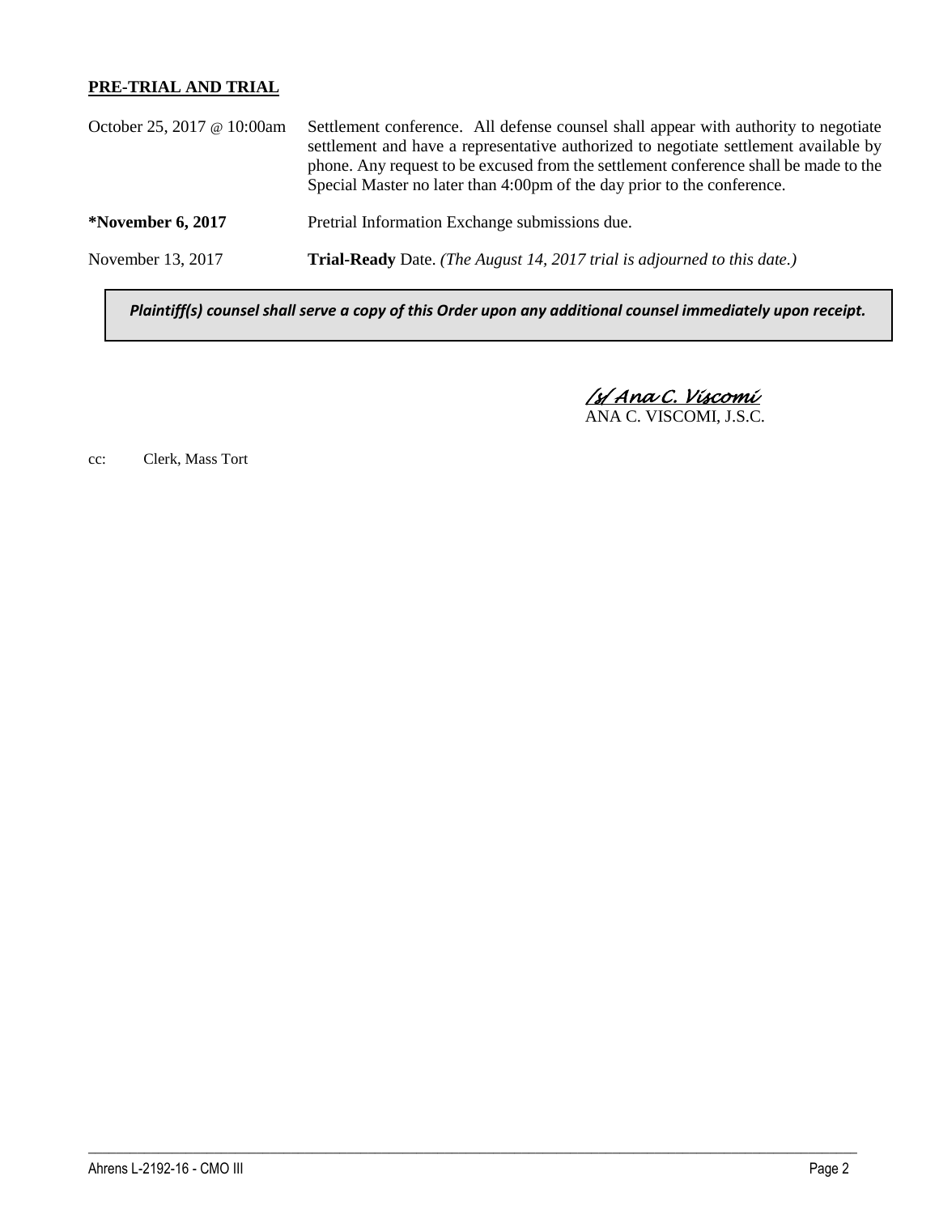**PRE-TRIAL AND TRIAL**

| | |
|---|---|
| October 25, 2017 @ 10:00am | Settlement conference. All defense counsel shall appear with authority to negotiate settlement and have a representative authorized to negotiate settlement available by phone. Any request to be excused from the settlement conference shall be made to the Special Master no later than 4:00pm of the day prior to the conference. |
| ***November 6, 2017** | Pretrial Information Exchange submissions due. |
| November 13, 2017 | **Trial-Ready** Date. *(The August 14, 2017 trial is adjourned to this date.)* |

***Plaintiff(s) counsel shall serve a copy of this Order upon any additional counsel immediately upon receipt.***

*/s/ Ana C. Viscomi*
ANA C. VISCOMI, J.S.C.

cc: Clerk, Mass Tort